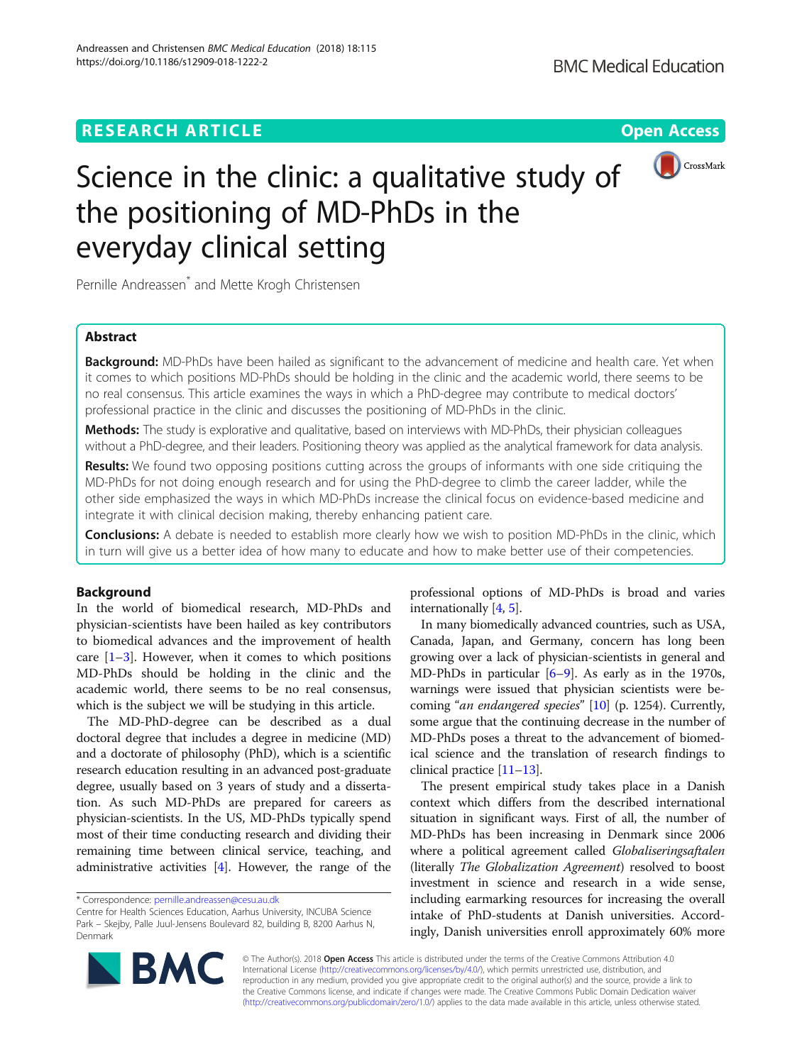RESEARCH ARTICLE

Open Access

# Science in the clinic: a qualitative study of the positioning of MD-PhDs in the everyday clinical setting

Pernille Andreassen* and Mette Krogh Christensen

## Abstract

**Background:** MD-PhDs have been hailed as significant to the advancement of medicine and health care. Yet when it comes to which positions MD-PhDs should be holding in the clinic and the academic world, there seems to be no real consensus. This article examines the ways in which a PhD-degree may contribute to medical doctors' professional practice in the clinic and discusses the positioning of MD-PhDs in the clinic.

**Methods:** The study is explorative and qualitative, based on interviews with MD-PhDs, their physician colleagues without a PhD-degree, and their leaders. Positioning theory was applied as the analytical framework for data analysis.

**Results:** We found two opposing positions cutting across the groups of informants with one side critiquing the MD-PhDs for not doing enough research and for using the PhD-degree to climb the career ladder, while the other side emphasized the ways in which MD-PhDs increase the clinical focus on evidence-based medicine and integrate it with clinical decision making, thereby enhancing patient care.

**Conclusions:** A debate is needed to establish more clearly how we wish to position MD-PhDs in the clinic, which in turn will give us a better idea of how many to educate and how to make better use of their competencies.

## Background

In the world of biomedical research, MD-PhDs and physician-scientists have been hailed as key contributors to biomedical advances and the improvement of health care [1–3]. However, when it comes to which positions MD-PhDs should be holding in the clinic and the academic world, there seems to be no real consensus, which is the subject we will be studying in this article.

The MD-PhD-degree can be described as a dual doctoral degree that includes a degree in medicine (MD) and a doctorate of philosophy (PhD), which is a scientific research education resulting in an advanced post-graduate degree, usually based on 3 years of study and a dissertation. As such MD-PhDs are prepared for careers as physician-scientists. In the US, MD-PhDs typically spend most of their time conducting research and dividing their remaining time between clinical service, teaching, and administrative activities [4]. However, the range of the professional options of MD-PhDs is broad and varies internationally [4, 5].

In many biomedically advanced countries, such as USA, Canada, Japan, and Germany, concern has long been growing over a lack of physician-scientists in general and MD-PhDs in particular [6–9]. As early as in the 1970s, warnings were issued that physician scientists were becoming "*an endangered species*" [10] (p. 1254). Currently, some argue that the continuing decrease in the number of MD-PhDs poses a threat to the advancement of biomedical science and the translation of research findings to clinical practice [11–13].

The present empirical study takes place in a Danish context which differs from the described international situation in significant ways. First of all, the number of MD-PhDs has been increasing in Denmark since 2006 where a political agreement called *Globaliseringsaftalen* (literally *The Globalization Agreement*) resolved to boost investment in science and research in a wide sense, including earmarking resources for increasing the overall intake of PhD-students at Danish universities. Accordingly, Danish universities enroll approximately 60% more

* Correspondence: pernille.andreassen@cesu.au.dk
Centre for Health Sciences Education, Aarhus University, INCUBA Science Park – Skejby, Palle Juul-Jensens Boulevard 82, building B, 8200 Aarhus N, Denmark

© The Author(s). 2018 **Open Access** This article is distributed under the terms of the Creative Commons Attribution 4.0 International License (http://creativecommons.org/licenses/by/4.0/), which permits unrestricted use, distribution, and reproduction in any medium, provided you give appropriate credit to the original author(s) and the source, provide a link to the Creative Commons license, and indicate if changes were made. The Creative Commons Public Domain Dedication waiver (http://creativecommons.org/publicdomain/zero/1.0/) applies to the data made available in this article, unless otherwise stated.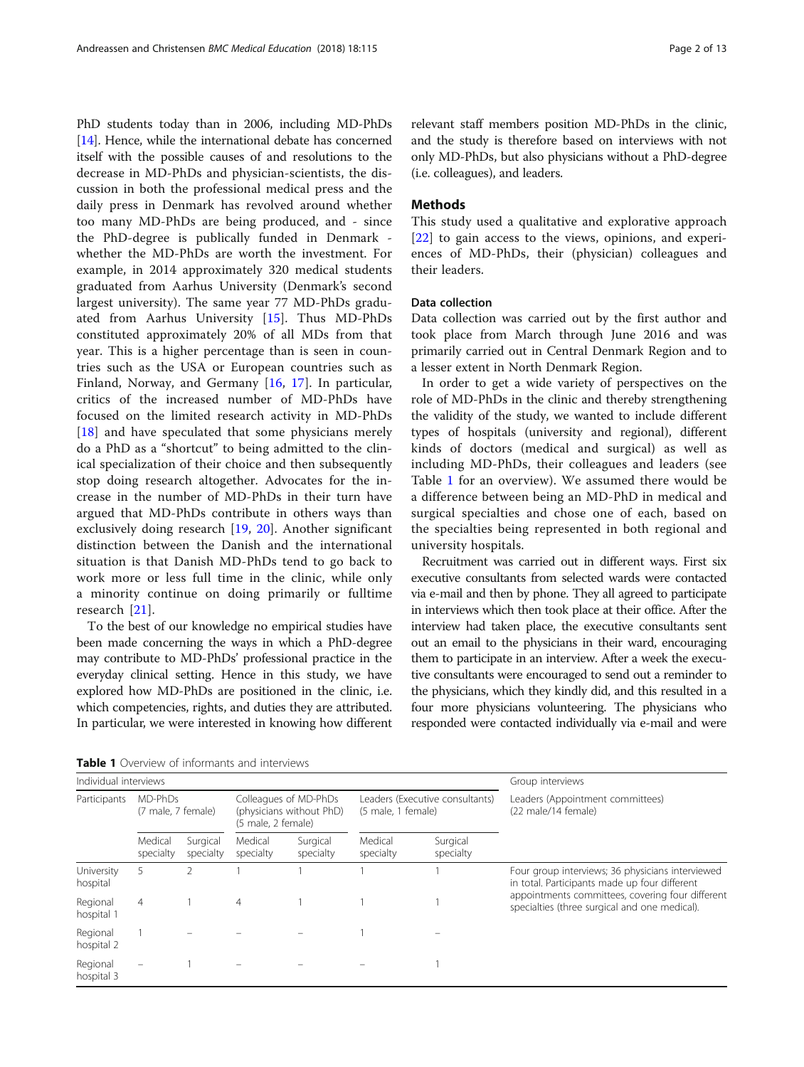PhD students today than in 2006, including MD-PhDs [14]. Hence, while the international debate has concerned itself with the possible causes of and resolutions to the decrease in MD-PhDs and physician-scientists, the discussion in both the professional medical press and the daily press in Denmark has revolved around whether too many MD-PhDs are being produced, and - since the PhD-degree is publically funded in Denmark - whether the MD-PhDs are worth the investment. For example, in 2014 approximately 320 medical students graduated from Aarhus University (Denmark's second largest university). The same year 77 MD-PhDs graduated from Aarhus University [15]. Thus MD-PhDs constituted approximately 20% of all MDs from that year. This is a higher percentage than is seen in countries such as the USA or European countries such as Finland, Norway, and Germany [16, 17]. In particular, critics of the increased number of MD-PhDs have focused on the limited research activity in MD-PhDs [18] and have speculated that some physicians merely do a PhD as a "shortcut" to being admitted to the clinical specialization of their choice and then subsequently stop doing research altogether. Advocates for the increase in the number of MD-PhDs in their turn have argued that MD-PhDs contribute in others ways than exclusively doing research [19, 20]. Another significant distinction between the Danish and the international situation is that Danish MD-PhDs tend to go back to work more or less full time in the clinic, while only a minority continue on doing primarily or fulltime research [21].

To the best of our knowledge no empirical studies have been made concerning the ways in which a PhD-degree may contribute to MD-PhDs' professional practice in the everyday clinical setting. Hence in this study, we have explored how MD-PhDs are positioned in the clinic, i.e. which competencies, rights, and duties they are attributed. In particular, we were interested in knowing how different relevant staff members position MD-PhDs in the clinic, and the study is therefore based on interviews with not only MD-PhDs, but also physicians without a PhD-degree (i.e. colleagues), and leaders.

## Methods

This study used a qualitative and explorative approach [22] to gain access to the views, opinions, and experiences of MD-PhDs, their (physician) colleagues and their leaders.

### Data collection

Data collection was carried out by the first author and took place from March through June 2016 and was primarily carried out in Central Denmark Region and to a lesser extent in North Denmark Region.

In order to get a wide variety of perspectives on the role of MD-PhDs in the clinic and thereby strengthening the validity of the study, we wanted to include different types of hospitals (university and regional), different kinds of doctors (medical and surgical) as well as including MD-PhDs, their colleagues and leaders (see Table 1 for an overview). We assumed there would be a difference between being an MD-PhD in medical and surgical specialties and chose one of each, based on the specialties being represented in both regional and university hospitals.

Recruitment was carried out in different ways. First six executive consultants from selected wards were contacted via e-mail and then by phone. They all agreed to participate in interviews which then took place at their office. After the interview had taken place, the executive consultants sent out an email to the physicians in their ward, encouraging them to participate in an interview. After a week the executive consultants were encouraged to send out a reminder to the physicians, which they kindly did, and this resulted in a four more physicians volunteering. The physicians who responded were contacted individually via e-mail and were

**Table 1** Overview of informants and interviews

| Individual interviews | | | | | | | Group interviews |
|---|---|---|---|---|---|---|---|
| Participants | MD-PhDs (7 male, 7 female) | | Colleagues of MD-PhDs (physicians without PhD) (5 male, 2 female) | | Leaders (Executive consultants) (5 male, 1 female) | | Leaders (Appointment committees) (22 male/14 female) |
| | Medical specialty | Surgical specialty | Medical specialty | Surgical specialty | Medical specialty | Surgical specialty | |
| University hospital | 5 | 2 | 1 | 1 | 1 | 1 | Four group interviews; 36 physicians interviewed in total. Participants made up four different appointments committees, covering four different specialties (three surgical and one medical). |
| Regional hospital 1 | 4 | 1 | 4 | 1 | 1 | 1 | |
| Regional hospital 2 | 1 | – | – | – | 1 | – | |
| Regional hospital 3 | – | 1 | – | – | – | 1 | |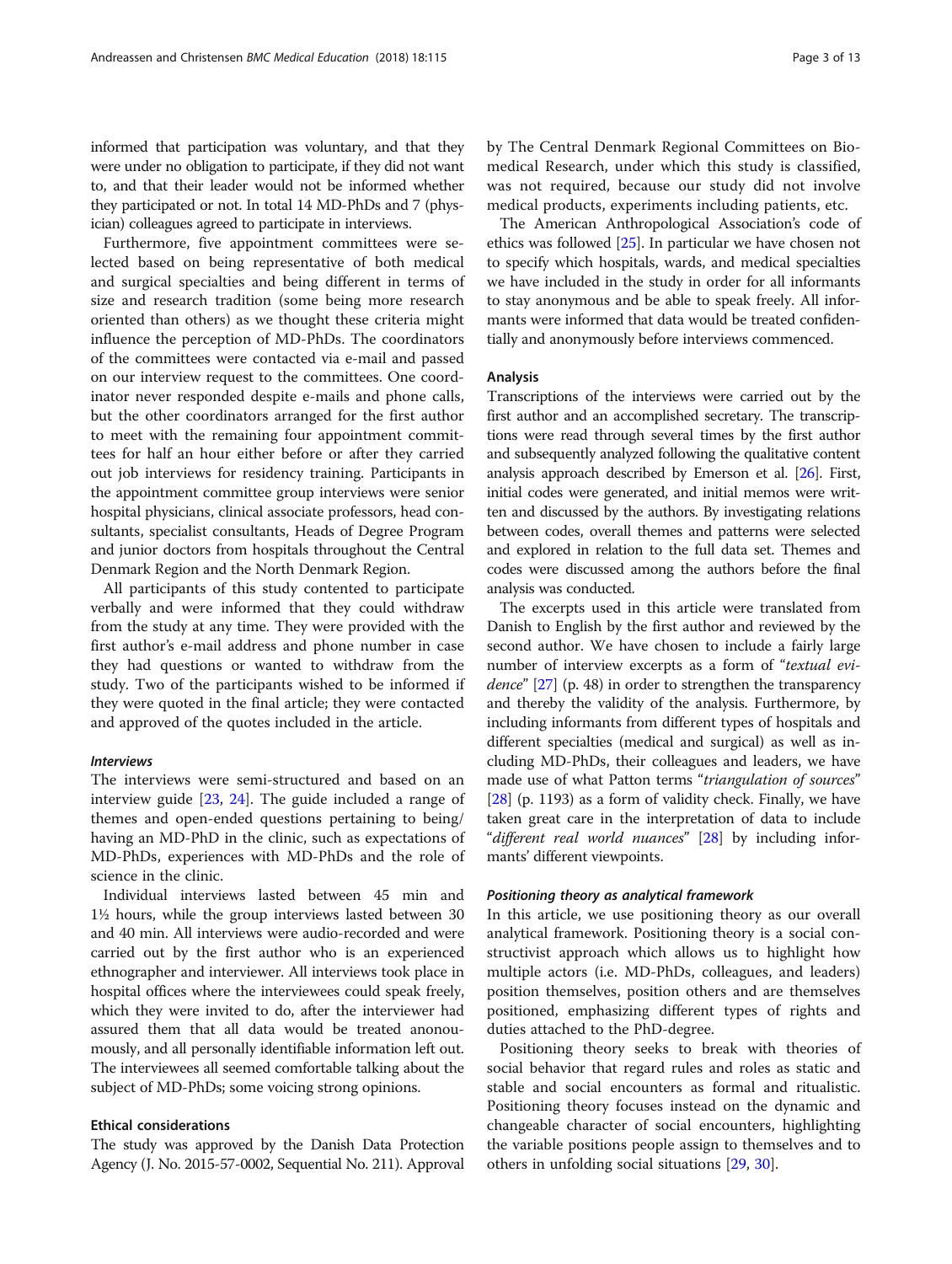informed that participation was voluntary, and that they were under no obligation to participate, if they did not want to, and that their leader would not be informed whether they participated or not. In total 14 MD-PhDs and 7 (physician) colleagues agreed to participate in interviews.

Furthermore, five appointment committees were selected based on being representative of both medical and surgical specialties and being different in terms of size and research tradition (some being more research oriented than others) as we thought these criteria might influence the perception of MD-PhDs. The coordinators of the committees were contacted via e-mail and passed on our interview request to the committees. One coordinator never responded despite e-mails and phone calls, but the other coordinators arranged for the first author to meet with the remaining four appointment committees for half an hour either before or after they carried out job interviews for residency training. Participants in the appointment committee group interviews were senior hospital physicians, clinical associate professors, head consultants, specialist consultants, Heads of Degree Program and junior doctors from hospitals throughout the Central Denmark Region and the North Denmark Region.

All participants of this study contented to participate verbally and were informed that they could withdraw from the study at any time. They were provided with the first author's e-mail address and phone number in case they had questions or wanted to withdraw from the study. Two of the participants wished to be informed if they were quoted in the final article; they were contacted and approved of the quotes included in the article.

#### *Interviews*

The interviews were semi-structured and based on an interview guide [23, 24]. The guide included a range of themes and open-ended questions pertaining to being/having an MD-PhD in the clinic, such as expectations of MD-PhDs, experiences with MD-PhDs and the role of science in the clinic.

Individual interviews lasted between 45 min and 1½ hours, while the group interviews lasted between 30 and 40 min. All interviews were audio-recorded and were carried out by the first author who is an experienced ethnographer and interviewer. All interviews took place in hospital offices where the interviewees could speak freely, which they were invited to do, after the interviewer had assured them that all data would be treated anonoumously, and all personally identifiable information left out. The interviewees all seemed comfortable talking about the subject of MD-PhDs; some voicing strong opinions.

### Ethical considerations

The study was approved by the Danish Data Protection Agency (J. No. 2015-57-0002, Sequential No. 211). Approval by The Central Denmark Regional Committees on Biomedical Research, under which this study is classified, was not required, because our study did not involve medical products, experiments including patients, etc.

The American Anthropological Association's code of ethics was followed [25]. In particular we have chosen not to specify which hospitals, wards, and medical specialties we have included in the study in order for all informants to stay anonymous and be able to speak freely. All informants were informed that data would be treated confidentially and anonymously before interviews commenced.

### Analysis

Transcriptions of the interviews were carried out by the first author and an accomplished secretary. The transcriptions were read through several times by the first author and subsequently analyzed following the qualitative content analysis approach described by Emerson et al. [26]. First, initial codes were generated, and initial memos were written and discussed by the authors. By investigating relations between codes, overall themes and patterns were selected and explored in relation to the full data set. Themes and codes were discussed among the authors before the final analysis was conducted.

The excerpts used in this article were translated from Danish to English by the first author and reviewed by the second author. We have chosen to include a fairly large number of interview excerpts as a form of "*textual evidence*" [27] (p. 48) in order to strengthen the transparency and thereby the validity of the analysis. Furthermore, by including informants from different types of hospitals and different specialties (medical and surgical) as well as including MD-PhDs, their colleagues and leaders, we have made use of what Patton terms "*triangulation of sources*" [28] (p. 1193) as a form of validity check. Finally, we have taken great care in the interpretation of data to include "*different real world nuances*" [28] by including informants' different viewpoints.

#### *Positioning theory as analytical framework*

In this article, we use positioning theory as our overall analytical framework. Positioning theory is a social constructivist approach which allows us to highlight how multiple actors (i.e. MD-PhDs, colleagues, and leaders) position themselves, position others and are themselves positioned, emphasizing different types of rights and duties attached to the PhD-degree.

Positioning theory seeks to break with theories of social behavior that regard rules and roles as static and stable and social encounters as formal and ritualistic. Positioning theory focuses instead on the dynamic and changeable character of social encounters, highlighting the variable positions people assign to themselves and to others in unfolding social situations [29, 30].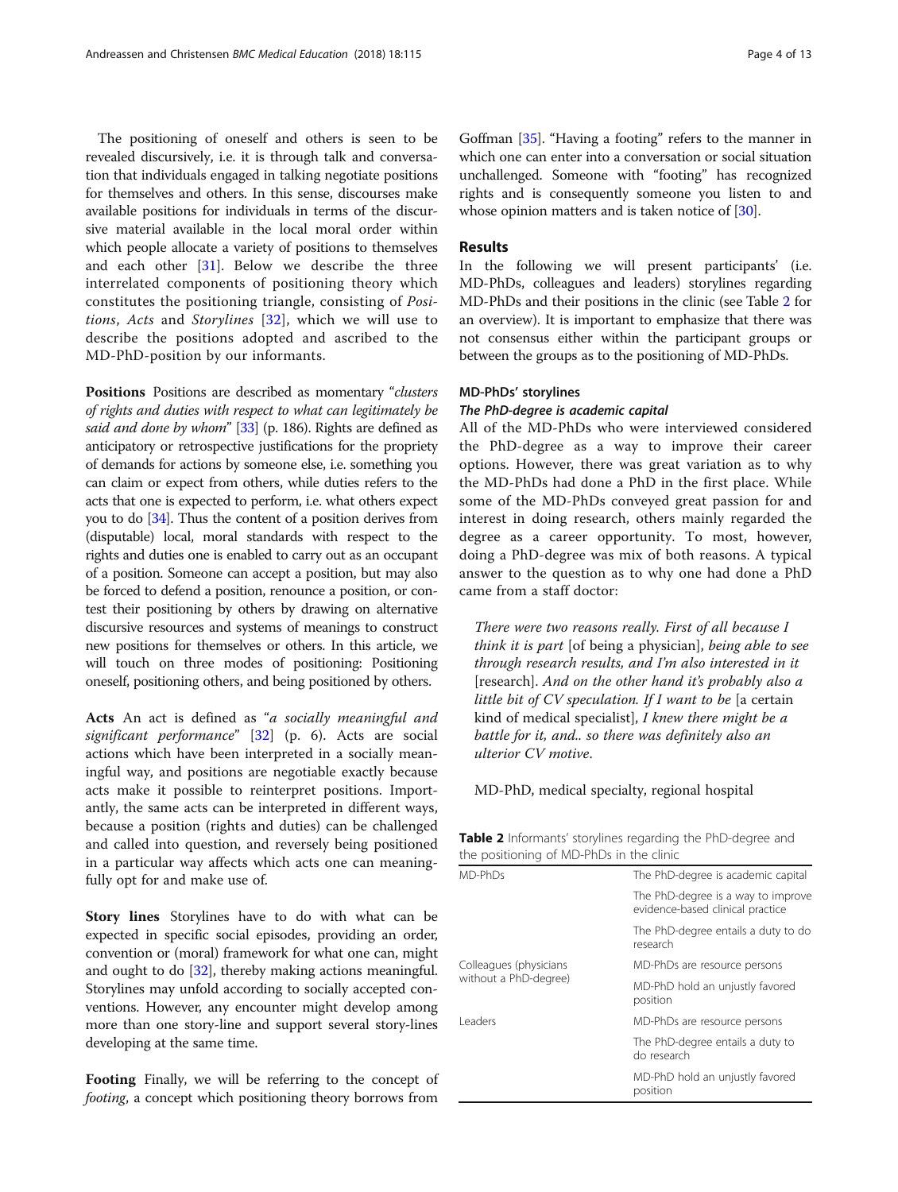The positioning of oneself and others is seen to be revealed discursively, i.e. it is through talk and conversation that individuals engaged in talking negotiate positions for themselves and others. In this sense, discourses make available positions for individuals in terms of the discursive material available in the local moral order within which people allocate a variety of positions to themselves and each other [31]. Below we describe the three interrelated components of positioning theory which constitutes the positioning triangle, consisting of *Positions*, *Acts* and *Storylines* [32], which we will use to describe the positions adopted and ascribed to the MD-PhD-position by our informants.

**Positions** Positions are described as momentary "*clusters of rights and duties with respect to what can legitimately be said and done by whom*" [33] (p. 186). Rights are defined as anticipatory or retrospective justifications for the propriety of demands for actions by someone else, i.e. something you can claim or expect from others, while duties refers to the acts that one is expected to perform, i.e. what others expect you to do [34]. Thus the content of a position derives from (disputable) local, moral standards with respect to the rights and duties one is enabled to carry out as an occupant of a position. Someone can accept a position, but may also be forced to defend a position, renounce a position, or contest their positioning by others by drawing on alternative discursive resources and systems of meanings to construct new positions for themselves or others. In this article, we will touch on three modes of positioning: Positioning oneself, positioning others, and being positioned by others.

**Acts** An act is defined as "*a socially meaningful and significant performance*" [32] (p. 6). Acts are social actions which have been interpreted in a socially meaningful way, and positions are negotiable exactly because acts make it possible to reinterpret positions. Importantly, the same acts can be interpreted in different ways, because a position (rights and duties) can be challenged and called into question, and reversely being positioned in a particular way affects which acts one can meaningfully opt for and make use of.

**Story lines** Storylines have to do with what can be expected in specific social episodes, providing an order, convention or (moral) framework for what one can, might and ought to do [32], thereby making actions meaningful. Storylines may unfold according to socially accepted conventions. However, any encounter might develop among more than one story-line and support several story-lines developing at the same time.

**Footing** Finally, we will be referring to the concept of *footing*, a concept which positioning theory borrows from Goffman [35]. "Having a footing" refers to the manner in which one can enter into a conversation or social situation unchallenged. Someone with "footing" has recognized rights and is consequently someone you listen to and whose opinion matters and is taken notice of [30].

## Results

In the following we will present participants' (i.e. MD-PhDs, colleagues and leaders) storylines regarding MD-PhDs and their positions in the clinic (see Table 2 for an overview). It is important to emphasize that there was not consensus either within the participant groups or between the groups as to the positioning of MD-PhDs.

### MD-PhDs' storylines

#### *The PhD-degree is academic capital*

All of the MD-PhDs who were interviewed considered the PhD-degree as a way to improve their career options. However, there was great variation as to why the MD-PhDs had done a PhD in the first place. While some of the MD-PhDs conveyed great passion for and interest in doing research, others mainly regarded the degree as a career opportunity. To most, however, doing a PhD-degree was mix of both reasons. A typical answer to the question as to why one had done a PhD came from a staff doctor:

> *There were two reasons really. First of all because I think it is part* [of being a physician], *being able to see through research results, and I'm also interested in it* [research]. *And on the other hand it's probably also a little bit of CV speculation. If I want to be* [a certain kind of medical specialist], *I knew there might be a battle for it, and.. so there was definitely also an ulterior CV motive.*
>
> MD-PhD, medical specialty, regional hospital

**Table 2** Informants' storylines regarding the PhD-degree and the positioning of MD-PhDs in the clinic

| | |
|---|---|
| MD-PhDs | The PhD-degree is academic capital |
| | The PhD-degree is a way to improve evidence-based clinical practice |
| | The PhD-degree entails a duty to do research |
| Colleagues (physicians without a PhD-degree) | MD-PhDs are resource persons |
| | MD-PhD hold an unjustly favored position |
| Leaders | MD-PhDs are resource persons |
| | The PhD-degree entails a duty to do research |
| | MD-PhD hold an unjustly favored position |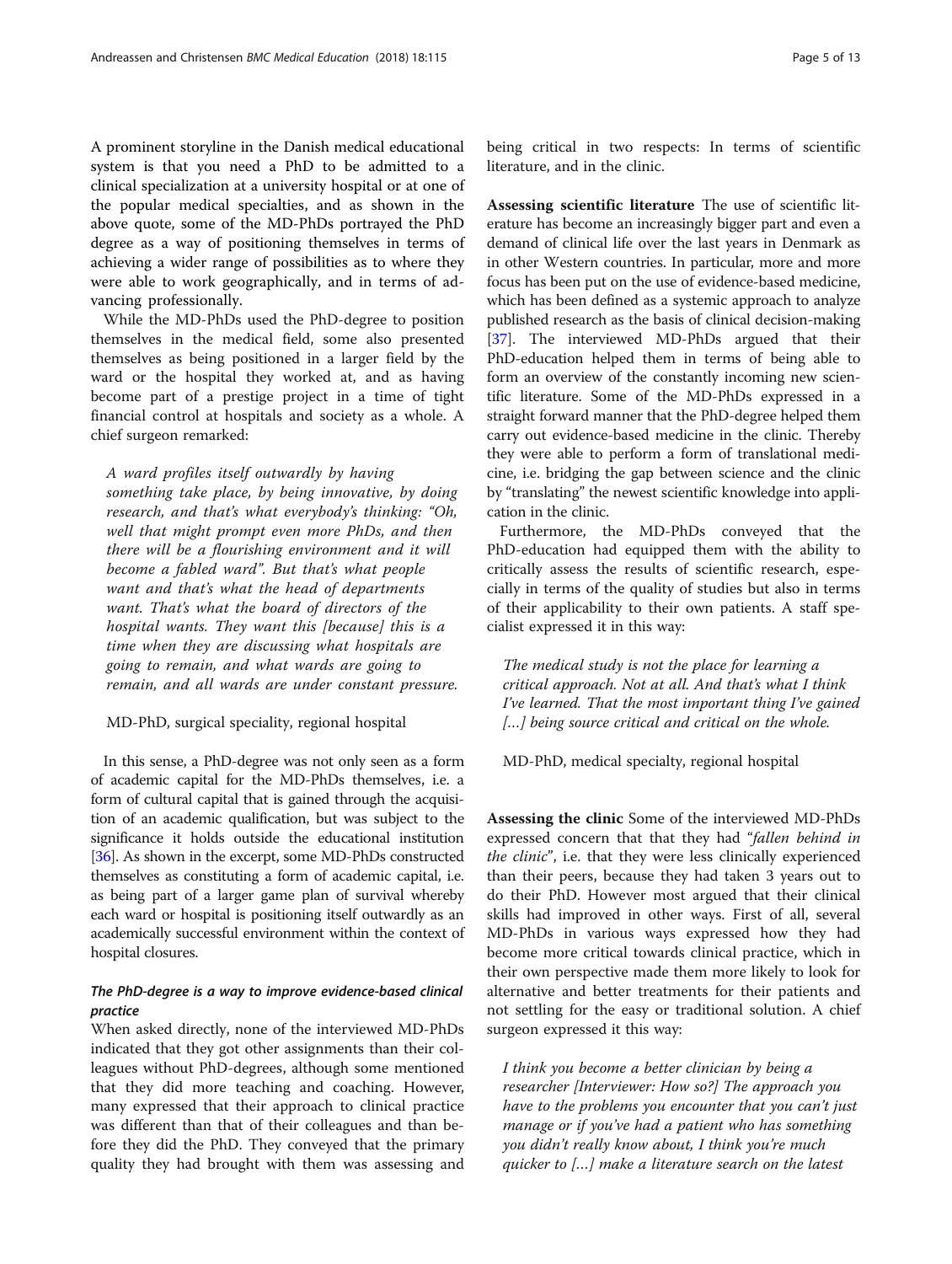A prominent storyline in the Danish medical educational system is that you need a PhD to be admitted to a clinical specialization at a university hospital or at one of the popular medical specialties, and as shown in the above quote, some of the MD-PhDs portrayed the PhD degree as a way of positioning themselves in terms of achieving a wider range of possibilities as to where they were able to work geographically, and in terms of advancing professionally.

While the MD-PhDs used the PhD-degree to position themselves in the medical field, some also presented themselves as being positioned in a larger field by the ward or the hospital they worked at, and as having become part of a prestige project in a time of tight financial control at hospitals and society as a whole. A chief surgeon remarked:

> *A ward profiles itself outwardly by having something take place, by being innovative, by doing research, and that's what everybody's thinking: "Oh, well that might prompt even more PhDs, and then there will be a flourishing environment and it will become a fabled ward". But that's what people want and that's what the head of departments want. That's what the board of directors of the hospital wants. They want this [because] this is a time when they are discussing what hospitals are going to remain, and what wards are going to remain, and all wards are under constant pressure.*
>
> MD-PhD, surgical speciality, regional hospital

In this sense, a PhD-degree was not only seen as a form of academic capital for the MD-PhDs themselves, i.e. a form of cultural capital that is gained through the acquisition of an academic qualification, but was subject to the significance it holds outside the educational institution [36]. As shown in the excerpt, some MD-PhDs constructed themselves as constituting a form of academic capital, i.e. as being part of a larger game plan of survival whereby each ward or hospital is positioning itself outwardly as an academically successful environment within the context of hospital closures.

### *The PhD-degree is a way to improve evidence-based clinical practice*

When asked directly, none of the interviewed MD-PhDs indicated that they got other assignments than their colleagues without PhD-degrees, although some mentioned that they did more teaching and coaching. However, many expressed that their approach to clinical practice was different than that of their colleagues and than before they did the PhD. They conveyed that the primary quality they had brought with them was assessing and being critical in two respects: In terms of scientific literature, and in the clinic.

**Assessing scientific literature** The use of scientific literature has become an increasingly bigger part and even a demand of clinical life over the last years in Denmark as in other Western countries. In particular, more and more focus has been put on the use of evidence-based medicine, which has been defined as a systemic approach to analyze published research as the basis of clinical decision-making [37]. The interviewed MD-PhDs argued that their PhD-education helped them in terms of being able to form an overview of the constantly incoming new scientific literature. Some of the MD-PhDs expressed in a straight forward manner that the PhD-degree helped them carry out evidence-based medicine in the clinic. Thereby they were able to perform a form of translational medicine, i.e. bridging the gap between science and the clinic by "translating" the newest scientific knowledge into application in the clinic.

Furthermore, the MD-PhDs conveyed that the PhD-education had equipped them with the ability to critically assess the results of scientific research, especially in terms of the quality of studies but also in terms of their applicability to their own patients. A staff specialist expressed it in this way:

> *The medical study is not the place for learning a critical approach. Not at all. And that's what I think I've learned. That the most important thing I've gained [...] being source critical and critical on the whole.*
>
> MD-PhD, medical specialty, regional hospital

**Assessing the clinic** Some of the interviewed MD-PhDs expressed concern that that they had "*fallen behind in the clinic*", i.e. that they were less clinically experienced than their peers, because they had taken 3 years out to do their PhD. However most argued that their clinical skills had improved in other ways. First of all, several MD-PhDs in various ways expressed how they had become more critical towards clinical practice, which in their own perspective made them more likely to look for alternative and better treatments for their patients and not settling for the easy or traditional solution. A chief surgeon expressed it this way:

> *I think you become a better clinician by being a researcher [Interviewer: How so?] The approach you have to the problems you encounter that you can't just manage or if you've had a patient who has something you didn't really know about, I think you're much quicker to [...] make a literature search on the latest*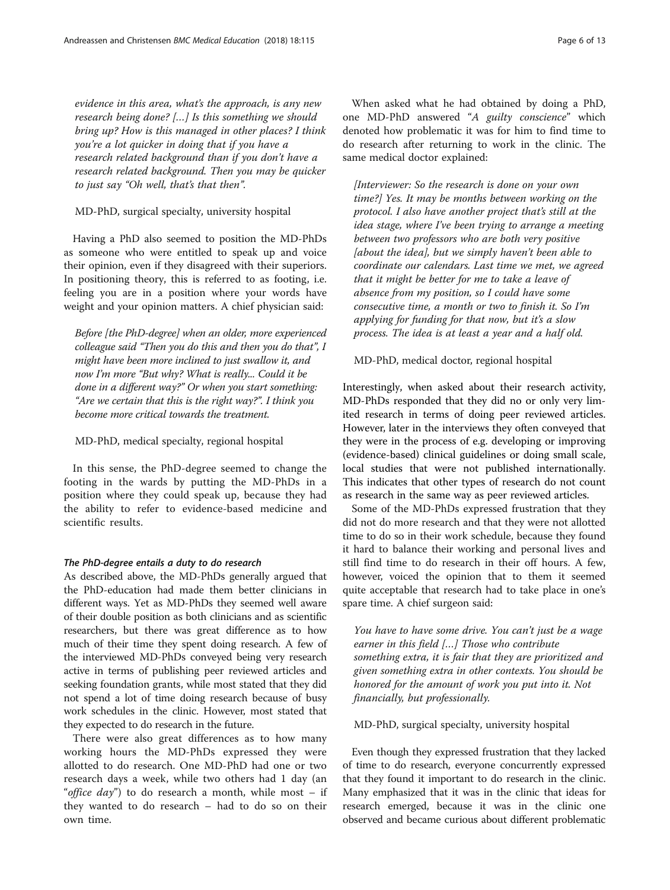*evidence in this area, what's the approach, is any new research being done? [...] Is this something we should bring up? How is this managed in other places? I think you're a lot quicker in doing that if you have a research related background than if you don't have a research related background. Then you may be quicker to just say "Oh well, that's that then".*

MD-PhD, surgical specialty, university hospital

Having a PhD also seemed to position the MD-PhDs as someone who were entitled to speak up and voice their opinion, even if they disagreed with their superiors. In positioning theory, this is referred to as footing, i.e. feeling you are in a position where your words have weight and your opinion matters. A chief physician said:

*Before [the PhD-degree] when an older, more experienced colleague said "Then you do this and then you do that", I might have been more inclined to just swallow it, and now I'm more "But why? What is really... Could it be done in a different way?" Or when you start something: "Are we certain that this is the right way?". I think you become more critical towards the treatment.*

MD-PhD, medical specialty, regional hospital

In this sense, the PhD-degree seemed to change the footing in the wards by putting the MD-PhDs in a position where they could speak up, because they had the ability to refer to evidence-based medicine and scientific results.

#### The PhD-degree entails a duty to do research

As described above, the MD-PhDs generally argued that the PhD-education had made them better clinicians in different ways. Yet as MD-PhDs they seemed well aware of their double position as both clinicians and as scientific researchers, but there was great difference as to how much of their time they spent doing research. A few of the interviewed MD-PhDs conveyed being very research active in terms of publishing peer reviewed articles and seeking foundation grants, while most stated that they did not spend a lot of time doing research because of busy work schedules in the clinic. However, most stated that they expected to do research in the future.

There were also great differences as to how many working hours the MD-PhDs expressed they were allotted to do research. One MD-PhD had one or two research days a week, while two others had 1 day (an "*office day*") to do research a month, while most – if they wanted to do research – had to do so on their own time.

When asked what he had obtained by doing a PhD, one MD-PhD answered "*A guilty conscience*" which denoted how problematic it was for him to find time to do research after returning to work in the clinic. The same medical doctor explained:

*[Interviewer: So the research is done on your own time?] Yes. It may be months between working on the protocol. I also have another project that's still at the idea stage, where I've been trying to arrange a meeting between two professors who are both very positive [about the idea], but we simply haven't been able to coordinate our calendars. Last time we met, we agreed that it might be better for me to take a leave of absence from my position, so I could have some consecutive time, a month or two to finish it. So I'm applying for funding for that now, but it's a slow process. The idea is at least a year and a half old.*

MD-PhD, medical doctor, regional hospital

Interestingly, when asked about their research activity, MD-PhDs responded that they did no or only very limited research in terms of doing peer reviewed articles. However, later in the interviews they often conveyed that they were in the process of e.g. developing or improving (evidence-based) clinical guidelines or doing small scale, local studies that were not published internationally. This indicates that other types of research do not count as research in the same way as peer reviewed articles.

Some of the MD-PhDs expressed frustration that they did not do more research and that they were not allotted time to do so in their work schedule, because they found it hard to balance their working and personal lives and still find time to do research in their off hours. A few, however, voiced the opinion that to them it seemed quite acceptable that research had to take place in one's spare time. A chief surgeon said:

*You have to have some drive. You can't just be a wage earner in this field [...] Those who contribute something extra, it is fair that they are prioritized and given something extra in other contexts. You should be honored for the amount of work you put into it. Not financially, but professionally.*

MD-PhD, surgical specialty, university hospital

Even though they expressed frustration that they lacked of time to do research, everyone concurrently expressed that they found it important to do research in the clinic. Many emphasized that it was in the clinic that ideas for research emerged, because it was in the clinic one observed and became curious about different problematic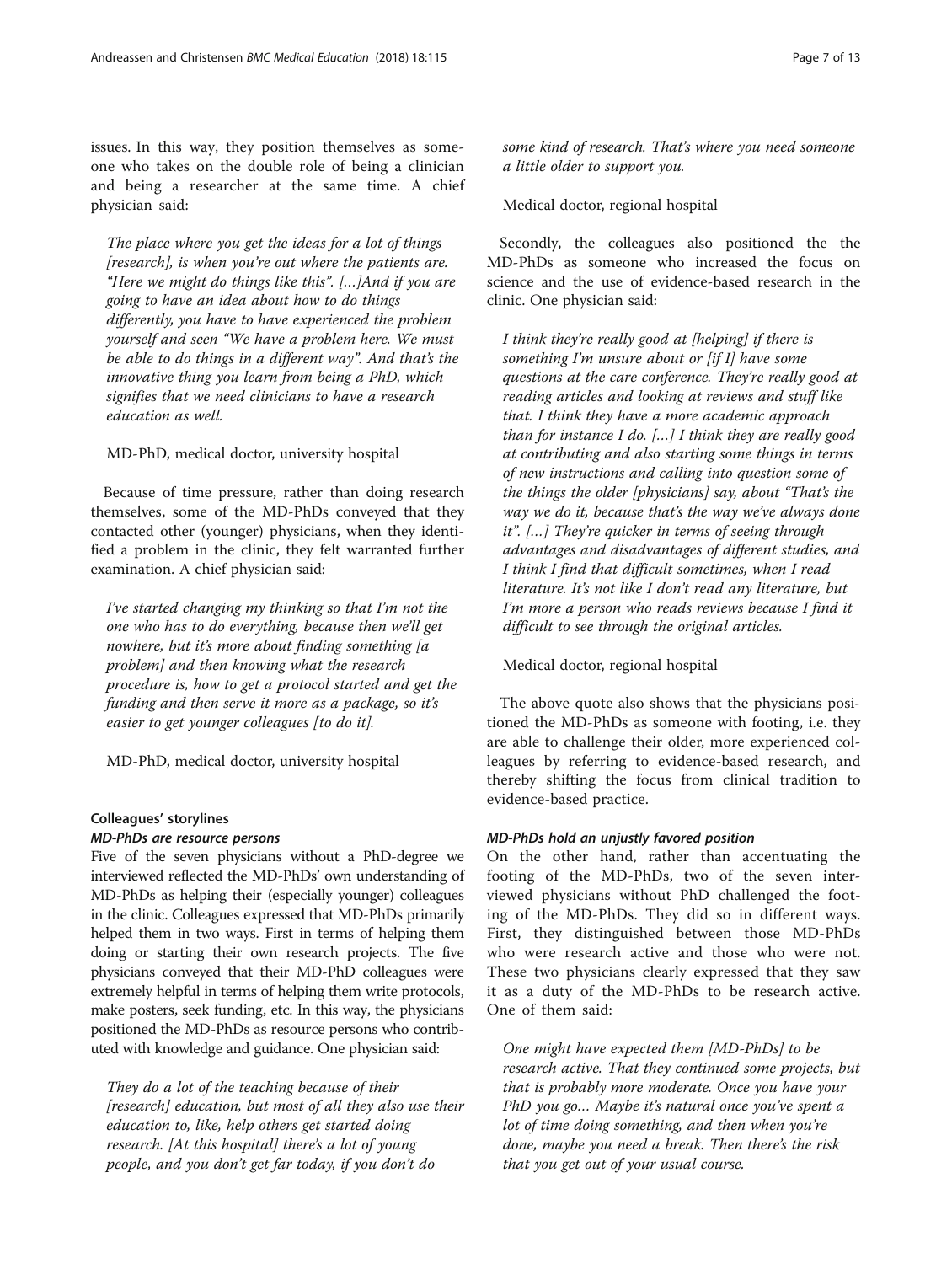issues. In this way, they position themselves as someone who takes on the double role of being a clinician and being a researcher at the same time. A chief physician said:

> *The place where you get the ideas for a lot of things [research], is when you're out where the patients are. "Here we might do things like this". [...]And if you are going to have an idea about how to do things differently, you have to have experienced the problem yourself and seen "We have a problem here. We must be able to do things in a different way". And that's the innovative thing you learn from being a PhD, which signifies that we need clinicians to have a research education as well.*
>
> MD-PhD, medical doctor, university hospital

Because of time pressure, rather than doing research themselves, some of the MD-PhDs conveyed that they contacted other (younger) physicians, when they identified a problem in the clinic, they felt warranted further examination. A chief physician said:

> *I've started changing my thinking so that I'm not the one who has to do everything, because then we'll get nowhere, but it's more about finding something [a problem] and then knowing what the research procedure is, how to get a protocol started and get the funding and then serve it more as a package, so it's easier to get younger colleagues [to do it].*
>
> MD-PhD, medical doctor, university hospital

### Colleagues' storylines

#### *MD-PhDs are resource persons*

Five of the seven physicians without a PhD-degree we interviewed reflected the MD-PhDs' own understanding of MD-PhDs as helping their (especially younger) colleagues in the clinic. Colleagues expressed that MD-PhDs primarily helped them in two ways. First in terms of helping them doing or starting their own research projects. The five physicians conveyed that their MD-PhD colleagues were extremely helpful in terms of helping them write protocols, make posters, seek funding, etc. In this way, the physicians positioned the MD-PhDs as resource persons who contributed with knowledge and guidance. One physician said:

> *They do a lot of the teaching because of their [research] education, but most of all they also use their education to, like, help others get started doing research. [At this hospital] there's a lot of young people, and you don't get far today, if you don't do some kind of research. That's where you need someone a little older to support you.*
>
> Medical doctor, regional hospital

Secondly, the colleagues also positioned the the MD-PhDs as someone who increased the focus on science and the use of evidence-based research in the clinic. One physician said:

> *I think they're really good at [helping] if there is something I'm unsure about or [if I] have some questions at the care conference. They're really good at reading articles and looking at reviews and stuff like that. I think they have a more academic approach than for instance I do. [...] I think they are really good at contributing and also starting some things in terms of new instructions and calling into question some of the things the older [physicians] say, about "That's the way we do it, because that's the way we've always done it". [...] They're quicker in terms of seeing through advantages and disadvantages of different studies, and I think I find that difficult sometimes, when I read literature. It's not like I don't read any literature, but I'm more a person who reads reviews because I find it difficult to see through the original articles.*
>
> Medical doctor, regional hospital

The above quote also shows that the physicians positioned the MD-PhDs as someone with footing, i.e. they are able to challenge their older, more experienced colleagues by referring to evidence-based research, and thereby shifting the focus from clinical tradition to evidence-based practice.

#### *MD-PhDs hold an unjustly favored position*

On the other hand, rather than accentuating the footing of the MD-PhDs, two of the seven interviewed physicians without PhD challenged the footing of the MD-PhDs. They did so in different ways. First, they distinguished between those MD-PhDs who were research active and those who were not. These two physicians clearly expressed that they saw it as a duty of the MD-PhDs to be research active. One of them said:

> *One might have expected them [MD-PhDs] to be research active. That they continued some projects, but that is probably more moderate. Once you have your PhD you go... Maybe it's natural once you've spent a lot of time doing something, and then when you're done, maybe you need a break. Then there's the risk that you get out of your usual course.*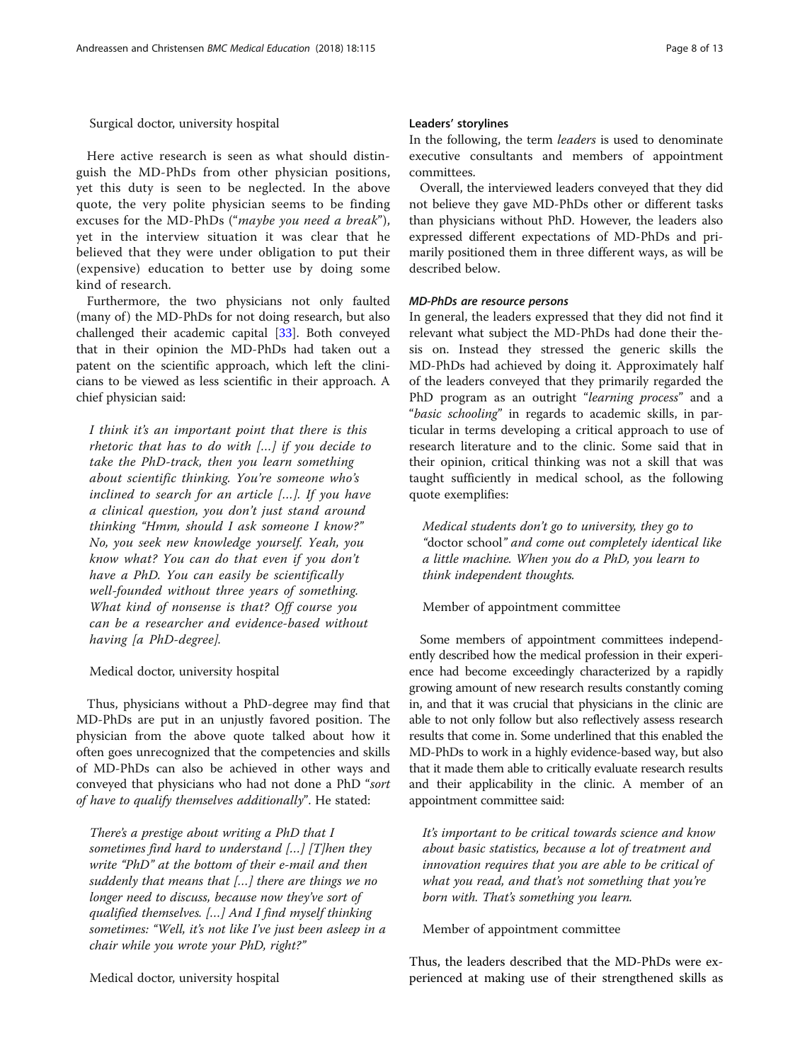Surgical doctor, university hospital

Here active research is seen as what should distinguish the MD-PhDs from other physician positions, yet this duty is seen to be neglected. In the above quote, the very polite physician seems to be finding excuses for the MD-PhDs ("*maybe you need a break*"), yet in the interview situation it was clear that he believed that they were under obligation to put their (expensive) education to better use by doing some kind of research.

Furthermore, the two physicians not only faulted (many of) the MD-PhDs for not doing research, but also challenged their academic capital [33]. Both conveyed that in their opinion the MD-PhDs had taken out a patent on the scientific approach, which left the clinicians to be viewed as less scientific in their approach. A chief physician said:

> *I think it's an important point that there is this rhetoric that has to do with […] if you decide to take the PhD-track, then you learn something about scientific thinking. You're someone who's inclined to search for an article […]. If you have a clinical question, you don't just stand around thinking "Hmm, should I ask someone I know?" No, you seek new knowledge yourself. Yeah, you know what? You can do that even if you don't have a PhD. You can easily be scientifically well-founded without three years of something. What kind of nonsense is that? Off course you can be a researcher and evidence-based without having [a PhD-degree].*

Medical doctor, university hospital

Thus, physicians without a PhD-degree may find that MD-PhDs are put in an unjustly favored position. The physician from the above quote talked about how it often goes unrecognized that the competencies and skills of MD-PhDs can also be achieved in other ways and conveyed that physicians who had not done a PhD "*sort of have to qualify themselves additionally*". He stated:

> *There's a prestige about writing a PhD that I sometimes find hard to understand […] [T]hen they write "PhD" at the bottom of their e-mail and then suddenly that means that […] there are things we no longer need to discuss, because now they've sort of qualified themselves. […] And I find myself thinking sometimes: "Well, it's not like I've just been asleep in a chair while you wrote your PhD, right?"*

Medical doctor, university hospital

### Leaders' storylines

In the following, the term *leaders* is used to denominate executive consultants and members of appointment committees.

Overall, the interviewed leaders conveyed that they did not believe they gave MD-PhDs other or different tasks than physicians without PhD. However, the leaders also expressed different expectations of MD-PhDs and primarily positioned them in three different ways, as will be described below.

#### *MD-PhDs are resource persons*

In general, the leaders expressed that they did not find it relevant what subject the MD-PhDs had done their thesis on. Instead they stressed the generic skills the MD-PhDs had achieved by doing it. Approximately half of the leaders conveyed that they primarily regarded the PhD program as an outright "*learning process*" and a "*basic schooling*" in regards to academic skills, in particular in terms developing a critical approach to use of research literature and to the clinic. Some said that in their opinion, critical thinking was not a skill that was taught sufficiently in medical school, as the following quote exemplifies:

> *Medical students don't go to university, they go to "*doctor school*" and come out completely identical like a little machine. When you do a PhD, you learn to think independent thoughts.*

Member of appointment committee

Some members of appointment committees independently described how the medical profession in their experience had become exceedingly characterized by a rapidly growing amount of new research results constantly coming in, and that it was crucial that physicians in the clinic are able to not only follow but also reflectively assess research results that come in. Some underlined that this enabled the MD-PhDs to work in a highly evidence-based way, but also that it made them able to critically evaluate research results and their applicability in the clinic. A member of an appointment committee said:

> *It's important to be critical towards science and know about basic statistics, because a lot of treatment and innovation requires that you are able to be critical of what you read, and that's not something that you're born with. That's something you learn.*

Member of appointment committee

Thus, the leaders described that the MD-PhDs were experienced at making use of their strengthened skills as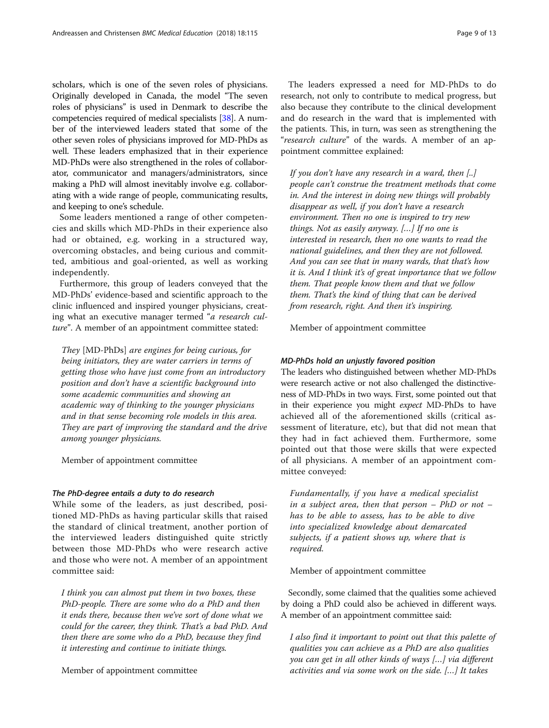scholars, which is one of the seven roles of physicians. Originally developed in Canada, the model "The seven roles of physicians" is used in Denmark to describe the competencies required of medical specialists [38]. A number of the interviewed leaders stated that some of the other seven roles of physicians improved for MD-PhDs as well. These leaders emphasized that in their experience MD-PhDs were also strengthened in the roles of collaborator, communicator and managers/administrators, since making a PhD will almost inevitably involve e.g. collaborating with a wide range of people, communicating results, and keeping to one's schedule.

Some leaders mentioned a range of other competencies and skills which MD-PhDs in their experience also had or obtained, e.g. working in a structured way, overcoming obstacles, and being curious and committed, ambitious and goal-oriented, as well as working independently.

Furthermore, this group of leaders conveyed that the MD-PhDs' evidence-based and scientific approach to the clinic influenced and inspired younger physicians, creating what an executive manager termed "*a research culture*". A member of an appointment committee stated:

> *They* [MD-PhDs] *are engines for being curious, for being initiators, they are water carriers in terms of getting those who have just come from an introductory position and don't have a scientific background into some academic communities and showing an academic way of thinking to the younger physicians and in that sense becoming role models in this area. They are part of improving the standard and the drive among younger physicians.*
>
> Member of appointment committee

#### The PhD-degree entails a duty to do research

While some of the leaders, as just described, positioned MD-PhDs as having particular skills that raised the standard of clinical treatment, another portion of the interviewed leaders distinguished quite strictly between those MD-PhDs who were research active and those who were not. A member of an appointment committee said:

> *I think you can almost put them in two boxes, these PhD-people. There are some who do a PhD and then it ends there, because then we've sort of done what we could for the career, they think. That's a bad PhD. And then there are some who do a PhD, because they find it interesting and continue to initiate things.*
>
> Member of appointment committee

The leaders expressed a need for MD-PhDs to do research, not only to contribute to medical progress, but also because they contribute to the clinical development and do research in the ward that is implemented with the patients. This, in turn, was seen as strengthening the "*research culture*" of the wards. A member of an appointment committee explained:

> *If you don't have any research in a ward, then [..] people can't construe the treatment methods that come in. And the interest in doing new things will probably disappear as well, if you don't have a research environment. Then no one is inspired to try new things. Not as easily anyway. […] If no one is interested in research, then no one wants to read the national guidelines, and then they are not followed. And you can see that in many wards, that that's how it is. And I think it's of great importance that we follow them. That people know them and that we follow them. That's the kind of thing that can be derived from research, right. And then it's inspiring.*
>
> Member of appointment committee

#### MD-PhDs hold an unjustly favored position

The leaders who distinguished between whether MD-PhDs were research active or not also challenged the distinctiveness of MD-PhDs in two ways. First, some pointed out that in their experience you might *expect* MD-PhDs to have achieved all of the aforementioned skills (critical assessment of literature, etc), but that did not mean that they had in fact achieved them. Furthermore, some pointed out that those were skills that were expected of all physicians. A member of an appointment committee conveyed:

> *Fundamentally, if you have a medical specialist in a subject area, then that person – PhD or not – has to be able to assess, has to be able to dive into specialized knowledge about demarcated subjects, if a patient shows up, where that is required.*
>
> Member of appointment committee

Secondly, some claimed that the qualities some achieved by doing a PhD could also be achieved in different ways. A member of an appointment committee said:

> *I also find it important to point out that this palette of qualities you can achieve as a PhD are also qualities you can get in all other kinds of ways […] via different activities and via some work on the side. […] It takes*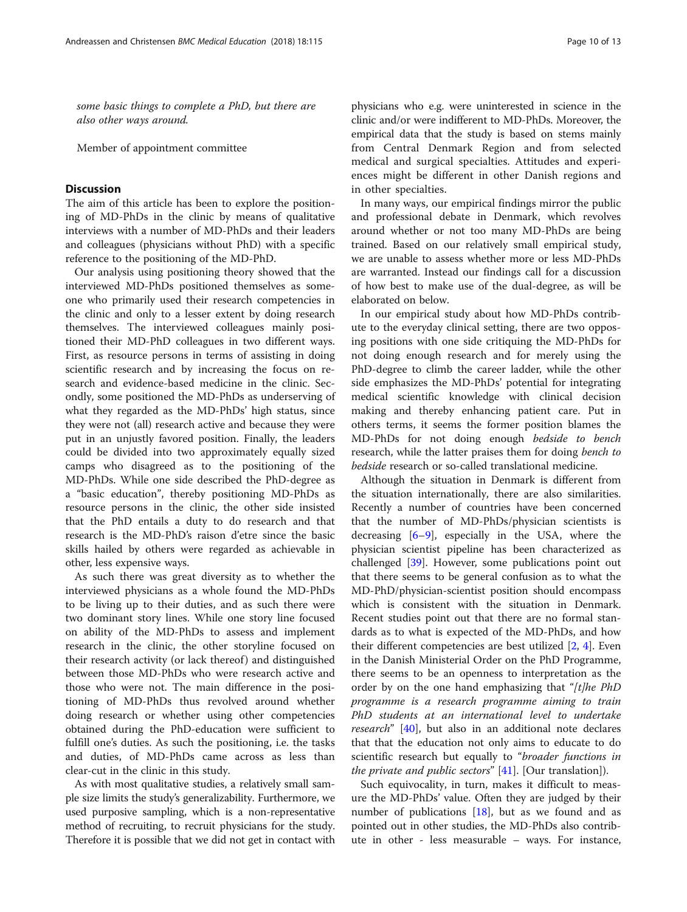*some basic things to complete a PhD, but there are also other ways around.*

Member of appointment committee

## Discussion

The aim of this article has been to explore the positioning of MD-PhDs in the clinic by means of qualitative interviews with a number of MD-PhDs and their leaders and colleagues (physicians without PhD) with a specific reference to the positioning of the MD-PhD.

Our analysis using positioning theory showed that the interviewed MD-PhDs positioned themselves as someone who primarily used their research competencies in the clinic and only to a lesser extent by doing research themselves. The interviewed colleagues mainly positioned their MD-PhD colleagues in two different ways. First, as resource persons in terms of assisting in doing scientific research and by increasing the focus on research and evidence-based medicine in the clinic. Secondly, some positioned the MD-PhDs as underserving of what they regarded as the MD-PhDs' high status, since they were not (all) research active and because they were put in an unjustly favored position. Finally, the leaders could be divided into two approximately equally sized camps who disagreed as to the positioning of the MD-PhDs. While one side described the PhD-degree as a "basic education", thereby positioning MD-PhDs as resource persons in the clinic, the other side insisted that the PhD entails a duty to do research and that research is the MD-PhD's raison d'etre since the basic skills hailed by others were regarded as achievable in other, less expensive ways.

As such there was great diversity as to whether the interviewed physicians as a whole found the MD-PhDs to be living up to their duties, and as such there were two dominant story lines. While one story line focused on ability of the MD-PhDs to assess and implement research in the clinic, the other storyline focused on their research activity (or lack thereof) and distinguished between those MD-PhDs who were research active and those who were not. The main difference in the positioning of MD-PhDs thus revolved around whether doing research or whether using other competencies obtained during the PhD-education were sufficient to fulfill one's duties. As such the positioning, i.e. the tasks and duties, of MD-PhDs came across as less than clear-cut in the clinic in this study.

As with most qualitative studies, a relatively small sample size limits the study's generalizability. Furthermore, we used purposive sampling, which is a non-representative method of recruiting, to recruit physicians for the study. Therefore it is possible that we did not get in contact with physicians who e.g. were uninterested in science in the clinic and/or were indifferent to MD-PhDs. Moreover, the empirical data that the study is based on stems mainly from Central Denmark Region and from selected medical and surgical specialties. Attitudes and experiences might be different in other Danish regions and in other specialties.

In many ways, our empirical findings mirror the public and professional debate in Denmark, which revolves around whether or not too many MD-PhDs are being trained. Based on our relatively small empirical study, we are unable to assess whether more or less MD-PhDs are warranted. Instead our findings call for a discussion of how best to make use of the dual-degree, as will be elaborated on below.

In our empirical study about how MD-PhDs contribute to the everyday clinical setting, there are two opposing positions with one side critiquing the MD-PhDs for not doing enough research and for merely using the PhD-degree to climb the career ladder, while the other side emphasizes the MD-PhDs' potential for integrating medical scientific knowledge with clinical decision making and thereby enhancing patient care. Put in others terms, it seems the former position blames the MD-PhDs for not doing enough *bedside to bench* research, while the latter praises them for doing *bench to bedside* research or so-called translational medicine.

Although the situation in Denmark is different from the situation internationally, there are also similarities. Recently a number of countries have been concerned that the number of MD-PhDs/physician scientists is decreasing [6–9], especially in the USA, where the physician scientist pipeline has been characterized as challenged [39]. However, some publications point out that there seems to be general confusion as to what the MD-PhD/physician-scientist position should encompass which is consistent with the situation in Denmark. Recent studies point out that there are no formal standards as to what is expected of the MD-PhDs, and how their different competencies are best utilized [2, 4]. Even in the Danish Ministerial Order on the PhD Programme, there seems to be an openness to interpretation as the order by on the one hand emphasizing that "*[t]he PhD programme is a research programme aiming to train PhD students at an international level to undertake research*" [40], but also in an additional note declares that that the education not only aims to educate to do scientific research but equally to "*broader functions in the private and public sectors*" [41]. [Our translation]).

Such equivocality, in turn, makes it difficult to measure the MD-PhDs' value. Often they are judged by their number of publications [18], but as we found and as pointed out in other studies, the MD-PhDs also contribute in other - less measurable – ways. For instance,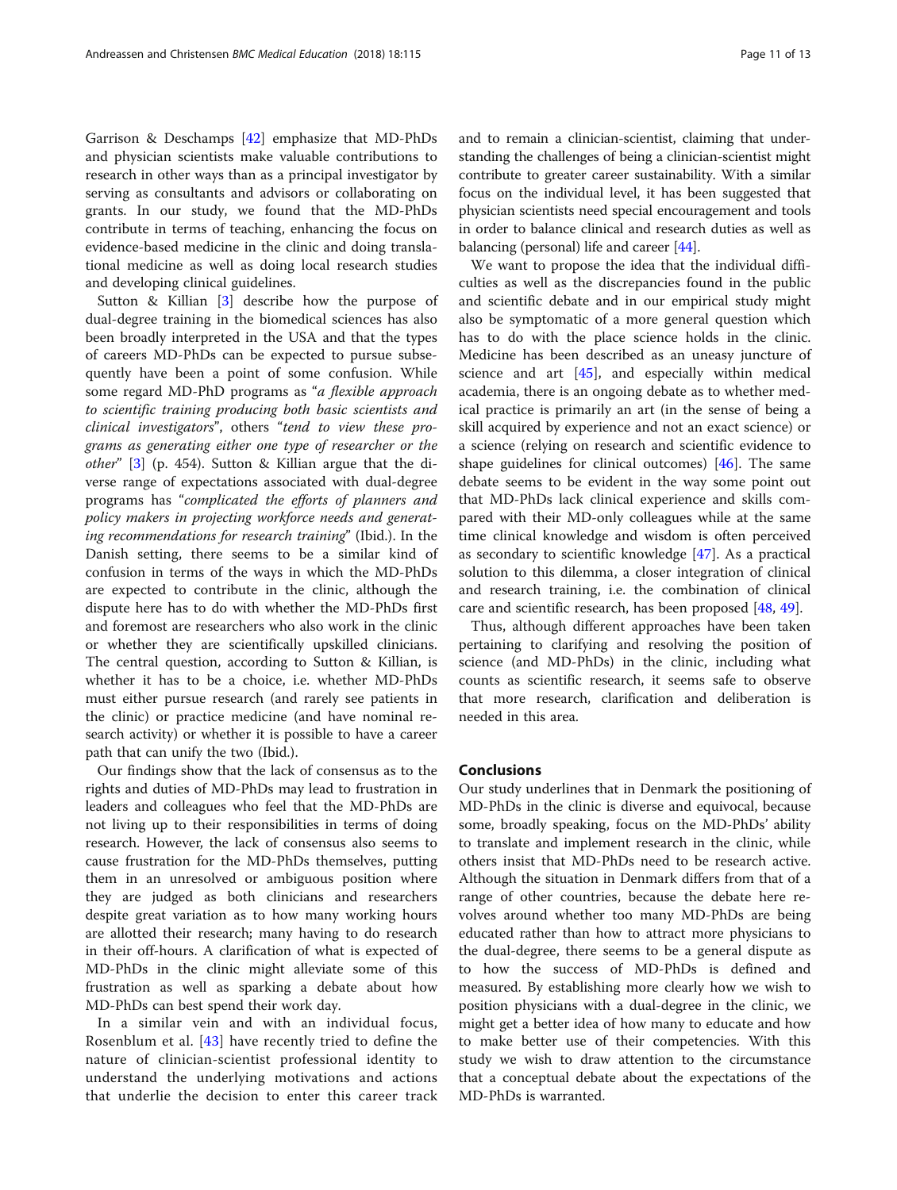Garrison & Deschamps [42] emphasize that MD-PhDs and physician scientists make valuable contributions to research in other ways than as a principal investigator by serving as consultants and advisors or collaborating on grants. In our study, we found that the MD-PhDs contribute in terms of teaching, enhancing the focus on evidence-based medicine in the clinic and doing translational medicine as well as doing local research studies and developing clinical guidelines.

Sutton & Killian [3] describe how the purpose of dual-degree training in the biomedical sciences has also been broadly interpreted in the USA and that the types of careers MD-PhDs can be expected to pursue subsequently have been a point of some confusion. While some regard MD-PhD programs as "*a flexible approach to scientific training producing both basic scientists and clinical investigators*", others "*tend to view these programs as generating either one type of researcher or the other*" [3] (p. 454). Sutton & Killian argue that the diverse range of expectations associated with dual-degree programs has "*complicated the efforts of planners and policy makers in projecting workforce needs and generating recommendations for research training*" (Ibid.). In the Danish setting, there seems to be a similar kind of confusion in terms of the ways in which the MD-PhDs are expected to contribute in the clinic, although the dispute here has to do with whether the MD-PhDs first and foremost are researchers who also work in the clinic or whether they are scientifically upskilled clinicians. The central question, according to Sutton & Killian, is whether it has to be a choice, i.e. whether MD-PhDs must either pursue research (and rarely see patients in the clinic) or practice medicine (and have nominal research activity) or whether it is possible to have a career path that can unify the two (Ibid.).

Our findings show that the lack of consensus as to the rights and duties of MD-PhDs may lead to frustration in leaders and colleagues who feel that the MD-PhDs are not living up to their responsibilities in terms of doing research. However, the lack of consensus also seems to cause frustration for the MD-PhDs themselves, putting them in an unresolved or ambiguous position where they are judged as both clinicians and researchers despite great variation as to how many working hours are allotted their research; many having to do research in their off-hours. A clarification of what is expected of MD-PhDs in the clinic might alleviate some of this frustration as well as sparking a debate about how MD-PhDs can best spend their work day.

In a similar vein and with an individual focus, Rosenblum et al. [43] have recently tried to define the nature of clinician-scientist professional identity to understand the underlying motivations and actions that underlie the decision to enter this career track and to remain a clinician-scientist, claiming that understanding the challenges of being a clinician-scientist might contribute to greater career sustainability. With a similar focus on the individual level, it has been suggested that physician scientists need special encouragement and tools in order to balance clinical and research duties as well as balancing (personal) life and career [44].

We want to propose the idea that the individual difficulties as well as the discrepancies found in the public and scientific debate and in our empirical study might also be symptomatic of a more general question which has to do with the place science holds in the clinic. Medicine has been described as an uneasy juncture of science and art [45], and especially within medical academia, there is an ongoing debate as to whether medical practice is primarily an art (in the sense of being a skill acquired by experience and not an exact science) or a science (relying on research and scientific evidence to shape guidelines for clinical outcomes) [46]. The same debate seems to be evident in the way some point out that MD-PhDs lack clinical experience and skills compared with their MD-only colleagues while at the same time clinical knowledge and wisdom is often perceived as secondary to scientific knowledge [47]. As a practical solution to this dilemma, a closer integration of clinical and research training, i.e. the combination of clinical care and scientific research, has been proposed [48, 49].

Thus, although different approaches have been taken pertaining to clarifying and resolving the position of science (and MD-PhDs) in the clinic, including what counts as scientific research, it seems safe to observe that more research, clarification and deliberation is needed in this area.

## Conclusions

Our study underlines that in Denmark the positioning of MD-PhDs in the clinic is diverse and equivocal, because some, broadly speaking, focus on the MD-PhDs' ability to translate and implement research in the clinic, while others insist that MD-PhDs need to be research active. Although the situation in Denmark differs from that of a range of other countries, because the debate here revolves around whether too many MD-PhDs are being educated rather than how to attract more physicians to the dual-degree, there seems to be a general dispute as to how the success of MD-PhDs is defined and measured. By establishing more clearly how we wish to position physicians with a dual-degree in the clinic, we might get a better idea of how many to educate and how to make better use of their competencies. With this study we wish to draw attention to the circumstance that a conceptual debate about the expectations of the MD-PhDs is warranted.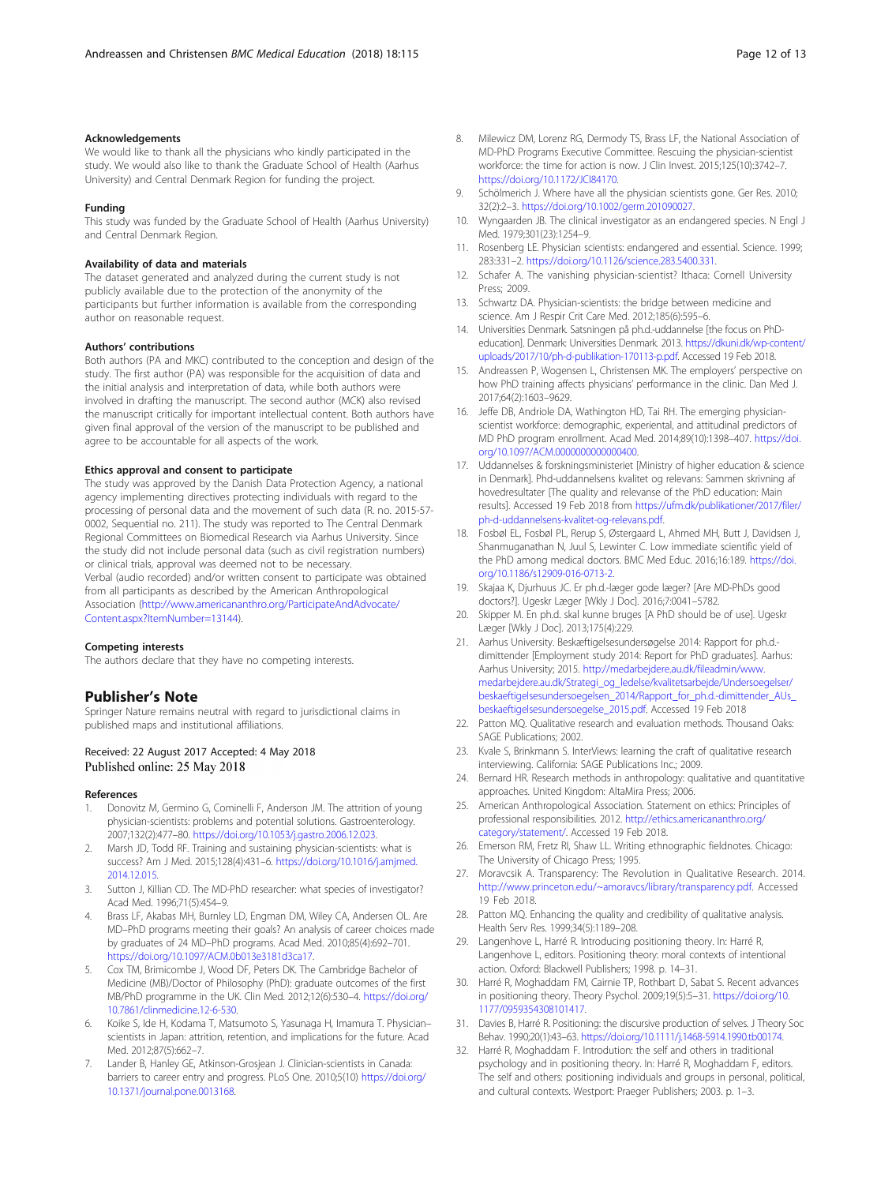### Acknowledgements

We would like to thank all the physicians who kindly participated in the study. We would also like to thank the Graduate School of Health (Aarhus University) and Central Denmark Region for funding the project.

### Funding

This study was funded by the Graduate School of Health (Aarhus University) and Central Denmark Region.

### Availability of data and materials

The dataset generated and analyzed during the current study is not publicly available due to the protection of the anonymity of the participants but further information is available from the corresponding author on reasonable request.

### Authors' contributions

Both authors (PA and MKC) contributed to the conception and design of the study. The first author (PA) was responsible for the acquisition of data and the initial analysis and interpretation of data, while both authors were involved in drafting the manuscript. The second author (MCK) also revised the manuscript critically for important intellectual content. Both authors have given final approval of the version of the manuscript to be published and agree to be accountable for all aspects of the work.

### Ethics approval and consent to participate

The study was approved by the Danish Data Protection Agency, a national agency implementing directives protecting individuals with regard to the processing of personal data and the movement of such data (R. no. 2015-57-0002, Sequential no. 211). The study was reported to The Central Denmark Regional Committees on Biomedical Research via Aarhus University. Since the study did not include personal data (such as civil registration numbers) or clinical trials, approval was deemed not to be necessary.

Verbal (audio recorded) and/or written consent to participate was obtained from all participants as described by the American Anthropological Association (http://www.americananthro.org/ParticipateAndAdvocate/Content.aspx?ItemNumber=13144).

### Competing interests

The authors declare that they have no competing interests.

## Publisher's Note

Springer Nature remains neutral with regard to jurisdictional claims in published maps and institutional affiliations.

Received: 22 August 2017 Accepted: 4 May 2018
Published online: 25 May 2018

### References

1. Donovitz M, Germino G, Cominelli F, Anderson JM. The attrition of young physician-scientists: problems and potential solutions. Gastroenterology. 2007;132(2):477–80. https://doi.org/10.1053/j.gastro.2006.12.023.
2. Marsh JD, Todd RF. Training and sustaining physician-scientists: what is success? Am J Med. 2015;128(4):431–6. https://doi.org/10.1016/j.amjmed.2014.12.015.
3. Sutton J, Killian CD. The MD-PhD researcher: what species of investigator? Acad Med. 1996;71(5):454–9.
4. Brass LF, Akabas MH, Burnley LD, Engman DM, Wiley CA, Andersen OL. Are MD–PhD programs meeting their goals? An analysis of career choices made by graduates of 24 MD–PhD programs. Acad Med. 2010;85(4):692–701. https://doi.org/10.1097/ACM.0b013e3181d3ca17.
5. Cox TM, Brimicombe J, Wood DF, Peters DK. The Cambridge Bachelor of Medicine (MB)/Doctor of Philosophy (PhD): graduate outcomes of the first MB/PhD programme in the UK. Clin Med. 2012;12(6):530–4. https://doi.org/10.7861/clinmedicine.12-6-530.
6. Koike S, Ide H, Kodama T, Matsumoto S, Yasunaga H, Imamura T. Physician–scientists in Japan: attrition, retention, and implications for the future. Acad Med. 2012;87(5):662–7.
7. Lander B, Hanley GE, Atkinson-Grosjean J. Clinician-scientists in Canada: barriers to career entry and progress. PLoS One. 2010;5(10) https://doi.org/10.1371/journal.pone.0013168.
8. Milewicz DM, Lorenz RG, Dermody TS, Brass LF, the National Association of MD-PhD Programs Executive Committee. Rescuing the physician-scientist workforce: the time for action is now. J Clin Invest. 2015;125(10):3742–7. https://doi.org/10.1172/JCI84170.
9. Schölmerich J. Where have all the physician scientists gone. Ger Res. 2010; 32(2):2–3. https://doi.org/10.1002/germ.201090027.
10. Wyngaarden JB. The clinical investigator as an endangered species. N Engl J Med. 1979;301(23):1254–9.
11. Rosenberg LE. Physician scientists: endangered and essential. Science. 1999; 283:331–2. https://doi.org/10.1126/science.283.5400.331.
12. Schafer A. The vanishing physician-scientist? Ithaca: Cornell University Press; 2009.
13. Schwartz DA. Physician-scientists: the bridge between medicine and science. Am J Respir Crit Care Med. 2012;185(6):595–6.
14. Universities Denmark. Satsningen på ph.d.-uddannelse [the focus on PhD-education]. Denmark: Universities Denmark. 2013. https://dkuni.dk/wp-content/uploads/2017/10/ph-d-publikation-170113-p.pdf. Accessed 19 Feb 2018.
15. Andreassen P, Wogensen L, Christensen MK. The employers' perspective on how PhD training affects physicians' performance in the clinic. Dan Med J. 2017;64(2):1603–9629.
16. Jeffe DB, Andriole DA, Wathington HD, Tai RH. The emerging physician-scientist workforce: demographic, experiential, and attitudinal predictors of MD PhD program enrollment. Acad Med. 2014;89(10):1398–407. https://doi.org/10.1097/ACM.0000000000000400.
17. Uddannelses & forskningsministeriet [Ministry of higher education & science in Denmark]. Phd-uddannelsens kvalitet og relevans: Sammen skrivning af hovedresultater [The quality and relevanse of the PhD education: Main results]. Accessed 19 Feb 2018 from https://ufm.dk/publikationer/2017/filer/ph-d-uddannelsens-kvalitet-og-relevans.pdf.
18. Fosbøl EL, Fosbøl PL, Rerup S, Østergaard L, Ahmed MH, Butt J, Davidsen J, Shanmuganathan N, Juul S, Lewinter C. Low immediate scientific yield of the PhD among medical doctors. BMC Med Educ. 2016;16:189. https://doi.org/10.1186/s12909-016-0713-2.
19. Skajaa K, Djurhuus JC. Er ph.d.-læger gode læger? [Are MD-PhDs good doctors?]. Ugeskr Læger [Wkly J Doc]. 2016;7:0041–5782.
20. Skipper M. En ph.d. skal kunne bruges [A PhD should be of use]. Ugeskr Læger [Wkly J Doc]. 2013;175(4):229.
21. Aarhus University. Beskæftigelsesundersøgelse 2014: Rapport for ph.d.-dimittender [Employment study 2014: Report for PhD graduates]. Aarhus: Aarhus University; 2015. http://medarbejdere.au.dk/fileadmin/www.medarbejdere.au.dk/Strategi_og_ledelse/kvalitetsarbejde/Undersoegelser/beskaeftigelsesundersoegelsen_2014/Rapport_for_ph.d.-dimittender_AUs_beskaeftigelsesundersoegelse_2015.pdf. Accessed 19 Feb 2018
22. Patton MQ. Qualitative research and evaluation methods. Thousand Oaks: SAGE Publications; 2002.
23. Kvale S, Brinkmann S. InterViews: learning the craft of qualitative research interviewing. California: SAGE Publications Inc.; 2009.
24. Bernard HR. Research methods in anthropology: qualitative and quantitative approaches. United Kingdom: AltaMira Press; 2006.
25. American Anthropological Association. Statement on ethics: Principles of professional responsibilities. 2012. http://ethics.americananthro.org/category/statement/. Accessed 19 Feb 2018.
26. Emerson RM, Fretz RI, Shaw LL. Writing ethnographic fieldnotes. Chicago: The University of Chicago Press; 1995.
27. Moravcsik A. Transparency: The Revolution in Qualitative Research. 2014. http://www.princeton.edu/~amoravcs/library/transparency.pdf. Accessed 19 Feb 2018.
28. Patton MQ. Enhancing the quality and credibility of qualitative analysis. Health Serv Res. 1999;34(5):1189–208.
29. Langenhove L, Harré R. Introducing positioning theory. In: Harré R, Langenhove L, editors. Positioning theory: moral contexts of intentional action. Oxford: Blackwell Publishers; 1998. p. 14–31.
30. Harré R, Moghaddam FM, Cairnie TP, Rothbart D, Sabat S. Recent advances in positioning theory. Theory Psychol. 2009;19(5):5–31. https://doi.org/10.1177/0959354308101417.
31. Davies B, Harré R. Positioning: the discursive production of selves. J Theory Soc Behav. 1990;20(1):43–63. https://doi.org/10.1111/j.1468-5914.1990.tb00174.
32. Harré R, Moghaddam F. Introduction: the self and others in traditional psychology and in positioning theory. In: Harré R, Moghaddam F, editors. The self and others: positioning individuals and groups in personal, political, and cultural contexts. Westport: Praeger Publishers; 2003. p. 1–3.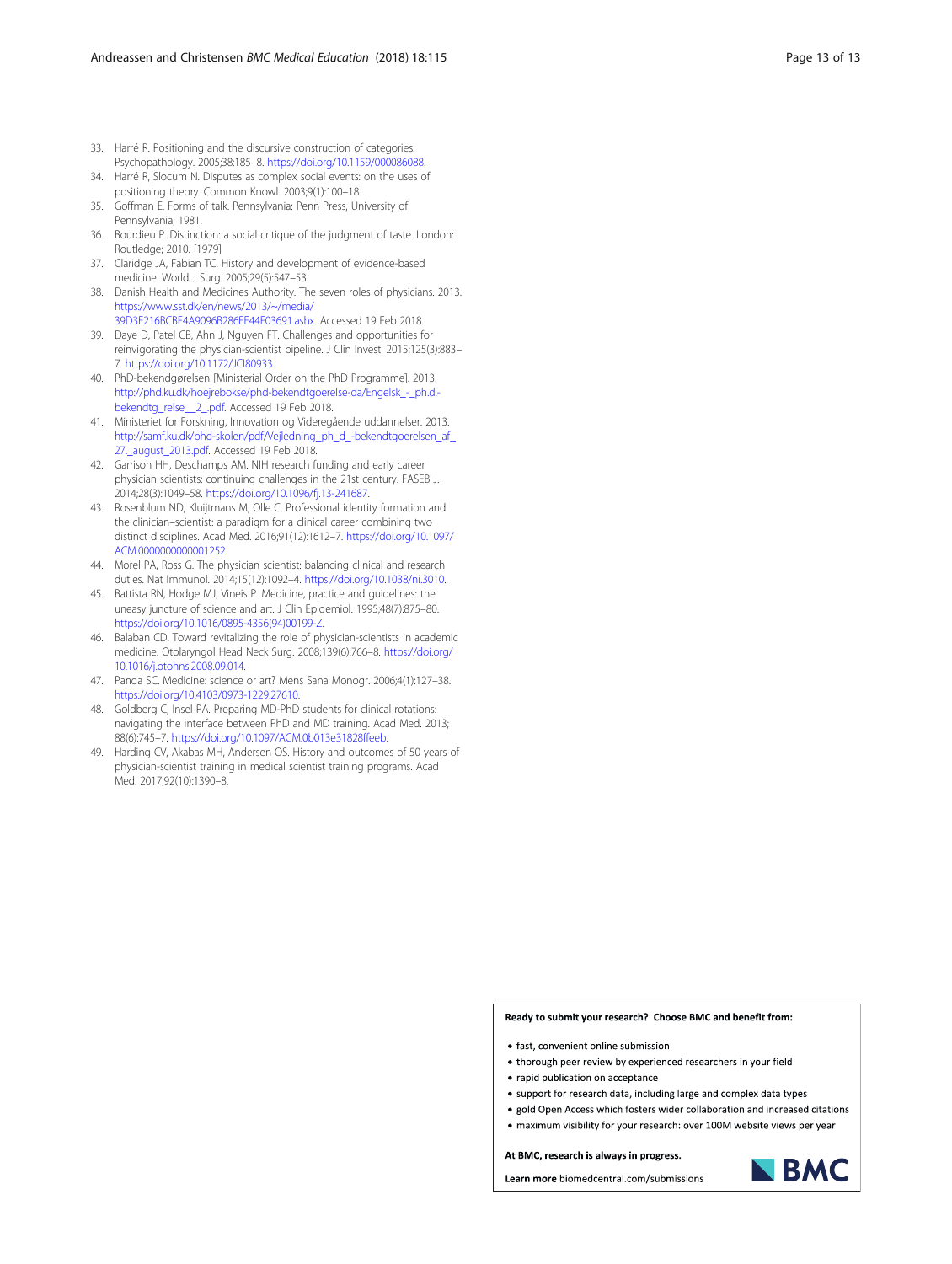33. Harré R. Positioning and the discursive construction of categories. Psychopathology. 2005;38:185–8. https://doi.org/10.1159/000086088.
34. Harré R, Slocum N. Disputes as complex social events: on the uses of positioning theory. Common Knowl. 2003;9(1):100–18.
35. Goffman E. Forms of talk. Pennsylvania: Penn Press, University of Pennsylvania; 1981.
36. Bourdieu P. Distinction: a social critique of the judgment of taste. London: Routledge; 2010. [1979]
37. Claridge JA, Fabian TC. History and development of evidence-based medicine. World J Surg. 2005;29(5):547–53.
38. Danish Health and Medicines Authority. The seven roles of physicians. 2013. https://www.sst.dk/en/news/2013/~/media/39D3E216BCBF4A9096B286EE44F03691.ashx. Accessed 19 Feb 2018.
39. Daye D, Patel CB, Ahn J, Nguyen FT. Challenges and opportunities for reinvigorating the physician-scientist pipeline. J Clin Invest. 2015;125(3):883–7. https://doi.org/10.1172/JCI80933.
40. PhD-bekendgørelsen [Ministerial Order on the PhD Programme]. 2013. http://phd.ku.dk/hoejrebokse/phd-bekendtgoerelse-da/Engelsk_-_ph.d.-bekendtg_relse__2_.pdf. Accessed 19 Feb 2018.
41. Ministeriet for Forskning, Innovation og Videregående uddannelser. 2013. http://samf.ku.dk/phd-skolen/pdf/Vejledning_ph_d_-bekendtgoerelsen_af_27._august_2013.pdf. Accessed 19 Feb 2018.
42. Garrison HH, Deschamps AM. NIH research funding and early career physician scientists: continuing challenges in the 21st century. FASEB J. 2014;28(3):1049–58. https://doi.org/10.1096/fj.13-241687.
43. Rosenblum ND, Kluijtmans M, Olle C. Professional identity formation and the clinician–scientist: a paradigm for a clinical career combining two distinct disciplines. Acad Med. 2016;91(12):1612–7. https://doi.org/10.1097/ACM.0000000000001252.
44. Morel PA, Ross G. The physician scientist: balancing clinical and research duties. Nat Immunol. 2014;15(12):1092–4. https://doi.org/10.1038/ni.3010.
45. Battista RN, Hodge MJ, Vineis P. Medicine, practice and guidelines: the uneasy juncture of science and art. J Clin Epidemiol. 1995;48(7):875–80. https://doi.org/10.1016/0895-4356(94)00199-Z.
46. Balaban CD. Toward revitalizing the role of physician-scientists in academic medicine. Otolaryngol Head Neck Surg. 2008;139(6):766–8. https://doi.org/10.1016/j.otohns.2008.09.014.
47. Panda SC. Medicine: science or art? Mens Sana Monogr. 2006;4(1):127–38. https://doi.org/10.4103/0973-1229.27610.
48. Goldberg C, Insel PA. Preparing MD-PhD students for clinical rotations: navigating the interface between PhD and MD training. Acad Med. 2013;88(6):745–7. https://doi.org/10.1097/ACM.0b013e31828ffeeb.
49. Harding CV, Akabas MH, Andersen OS. History and outcomes of 50 years of physician-scientist training in medical scientist training programs. Acad Med. 2017;92(10):1390–8.

**Ready to submit your research? Choose BMC and benefit from:**

- fast, convenient online submission
- thorough peer review by experienced researchers in your field
- rapid publication on acceptance
- support for research data, including large and complex data types
- gold Open Access which fosters wider collaboration and increased citations
- maximum visibility for your research: over 100M website views per year

**At BMC, research is always in progress.**

**Learn more** biomedcentral.com/submissions